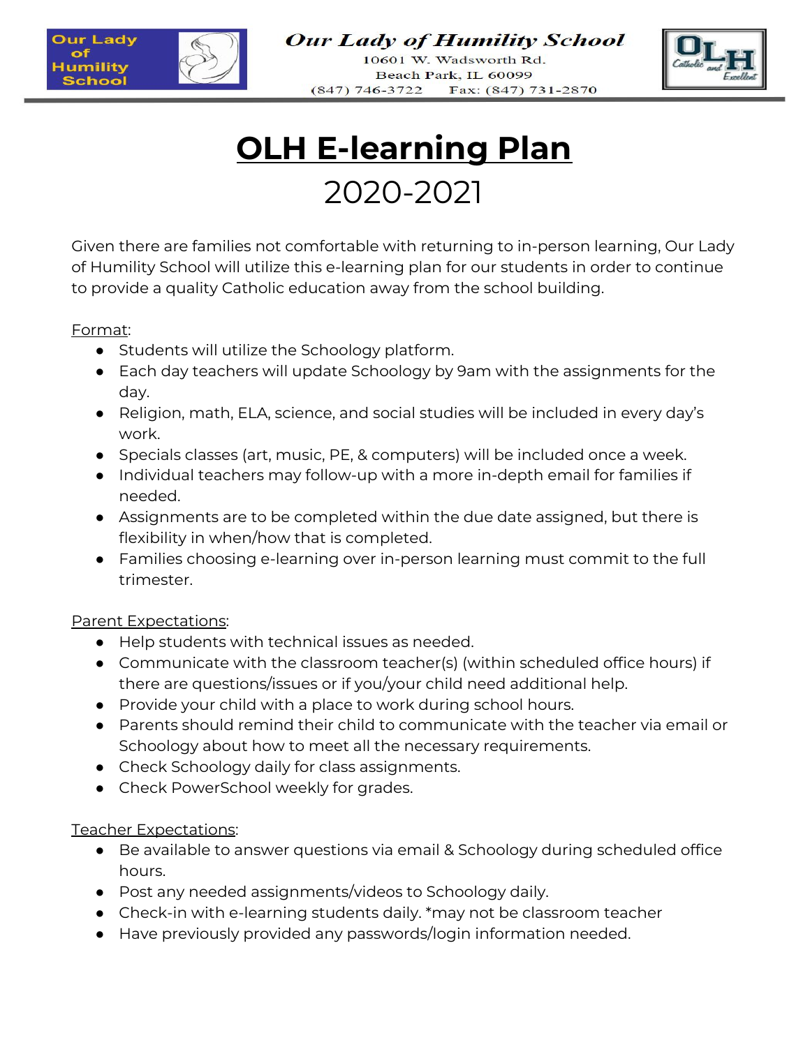Our Lady of Humility School

**Our Lady of Humility School**
10601 W. Wadsworth Rd.
Beach Park, IL 60099
(847) 746-3722 Fax: (847) 731-2870

# OLH E-learning Plan

## 2020-2021

Given there are families not comfortable with returning to in-person learning, Our Lady of Humility School will utilize this e-learning plan for our students in order to continue to provide a quality Catholic education away from the school building.

Format:

- Students will utilize the Schoology platform.
- Each day teachers will update Schoology by 9am with the assignments for the day.
- Religion, math, ELA, science, and social studies will be included in every day's work.
- Specials classes (art, music, PE, & computers) will be included once a week.
- Individual teachers may follow-up with a more in-depth email for families if needed.
- Assignments are to be completed within the due date assigned, but there is flexibility in when/how that is completed.
- Families choosing e-learning over in-person learning must commit to the full trimester.

Parent Expectations:

- Help students with technical issues as needed.
- Communicate with the classroom teacher(s) (within scheduled office hours) if there are questions/issues or if you/your child need additional help.
- Provide your child with a place to work during school hours.
- Parents should remind their child to communicate with the teacher via email or Schoology about how to meet all the necessary requirements.
- Check Schoology daily for class assignments.
- Check PowerSchool weekly for grades.

Teacher Expectations:

- Be available to answer questions via email & Schoology during scheduled office hours.
- Post any needed assignments/videos to Schoology daily.
- Check-in with e-learning students daily. *may not be classroom teacher
- Have previously provided any passwords/login information needed.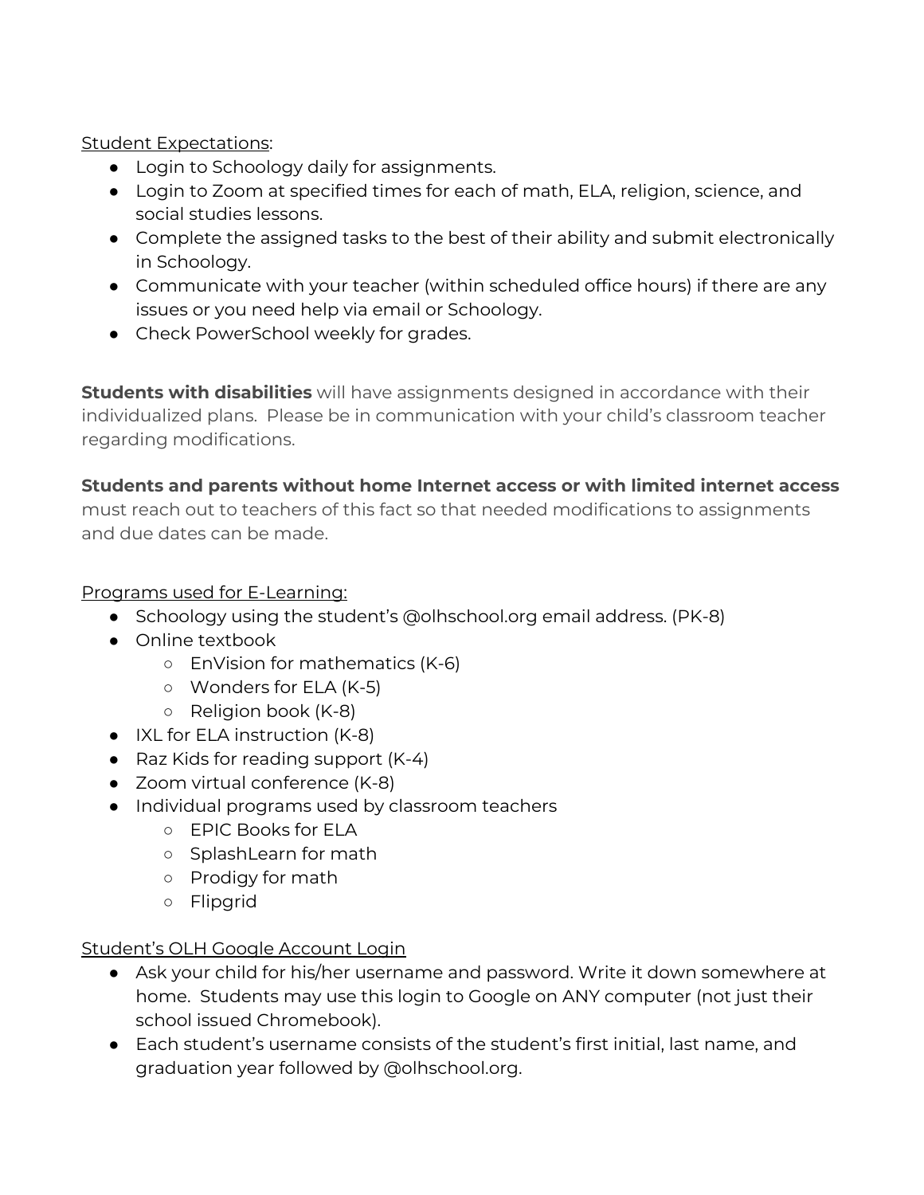Student Expectations:

- Login to Schoology daily for assignments.
- Login to Zoom at specified times for each of math, ELA, religion, science, and social studies lessons.
- Complete the assigned tasks to the best of their ability and submit electronically in Schoology.
- Communicate with your teacher (within scheduled office hours) if there are any issues or you need help via email or Schoology.
- Check PowerSchool weekly for grades.

**Students with disabilities** will have assignments designed in accordance with their individualized plans. Please be in communication with your child's classroom teacher regarding modifications.

**Students and parents without home Internet access or with limited internet access** must reach out to teachers of this fact so that needed modifications to assignments and due dates can be made.

Programs used for E-Learning:

- Schoology using the student's @olhschool.org email address. (PK-8)
- Online textbook
    - EnVision for mathematics (K-6)
    - Wonders for ELA (K-5)
    - Religion book (K-8)
- IXL for ELA instruction (K-8)
- Raz Kids for reading support (K-4)
- Zoom virtual conference (K-8)
- Individual programs used by classroom teachers
    - EPIC Books for ELA
    - SplashLearn for math
    - Prodigy for math
    - Flipgrid

Student's OLH Google Account Login

- Ask your child for his/her username and password. Write it down somewhere at home. Students may use this login to Google on ANY computer (not just their school issued Chromebook).
- Each student's username consists of the student's first initial, last name, and graduation year followed by @olhschool.org.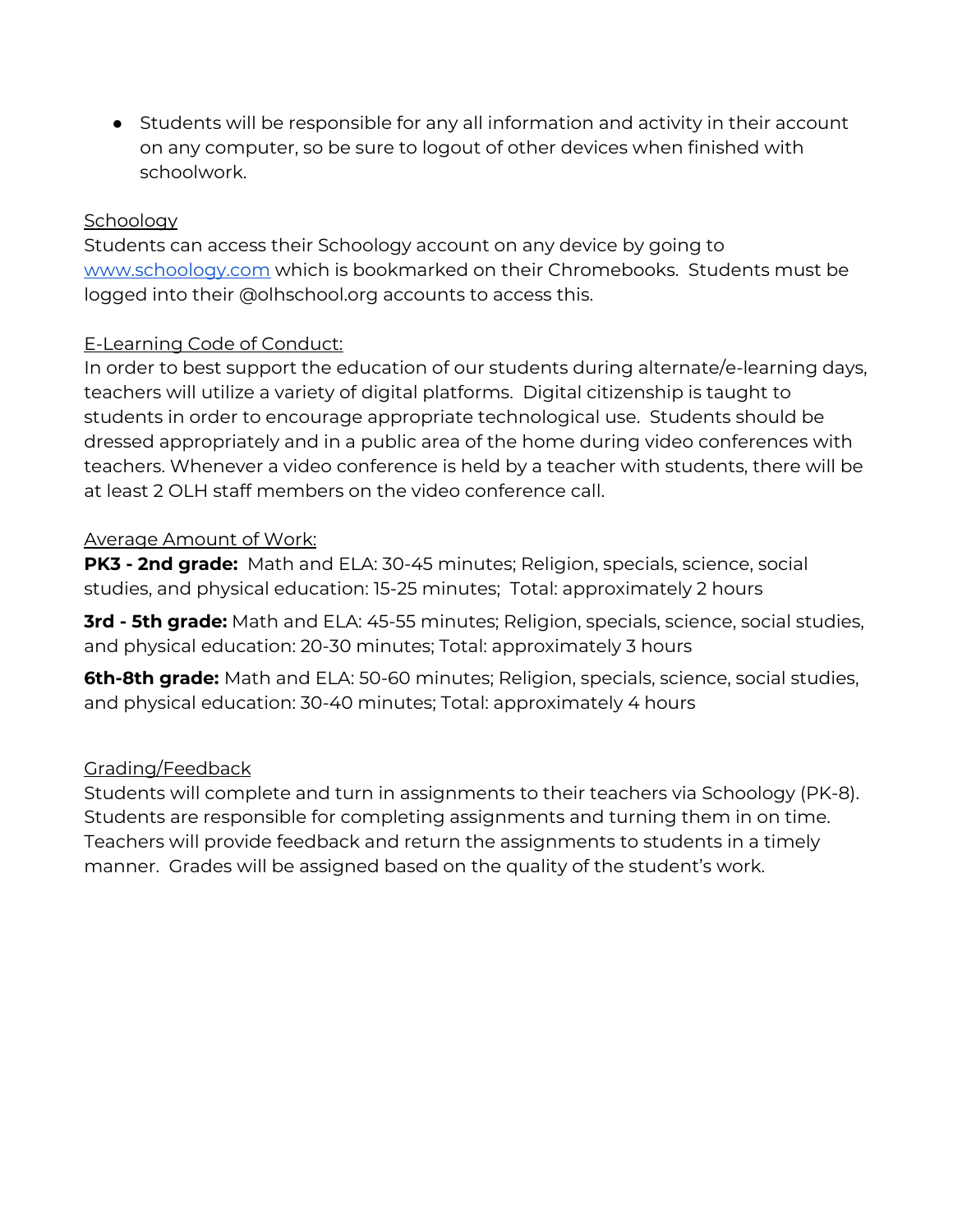- Students will be responsible for any all information and activity in their account on any computer, so be sure to logout of other devices when finished with schoolwork.

Schoology

Students can access their Schoology account on any device by going to [www.schoology.com](http://www.schoology.com) which is bookmarked on their Chromebooks. Students must be logged into their @olhschool.org accounts to access this.

E-Learning Code of Conduct:

In order to best support the education of our students during alternate/e-learning days, teachers will utilize a variety of digital platforms. Digital citizenship is taught to students in order to encourage appropriate technological use. Students should be dressed appropriately and in a public area of the home during video conferences with teachers. Whenever a video conference is held by a teacher with students, there will be at least 2 OLH staff members on the video conference call.

Average Amount of Work:

**PK3 - 2nd grade:** Math and ELA: 30-45 minutes; Religion, specials, science, social studies, and physical education: 15-25 minutes; Total: approximately 2 hours

**3rd - 5th grade:** Math and ELA: 45-55 minutes; Religion, specials, science, social studies, and physical education: 20-30 minutes; Total: approximately 3 hours

**6th-8th grade:** Math and ELA: 50-60 minutes; Religion, specials, science, social studies, and physical education: 30-40 minutes; Total: approximately 4 hours

Grading/Feedback

Students will complete and turn in assignments to their teachers via Schoology (PK-8). Students are responsible for completing assignments and turning them in on time. Teachers will provide feedback and return the assignments to students in a timely manner. Grades will be assigned based on the quality of the student's work.